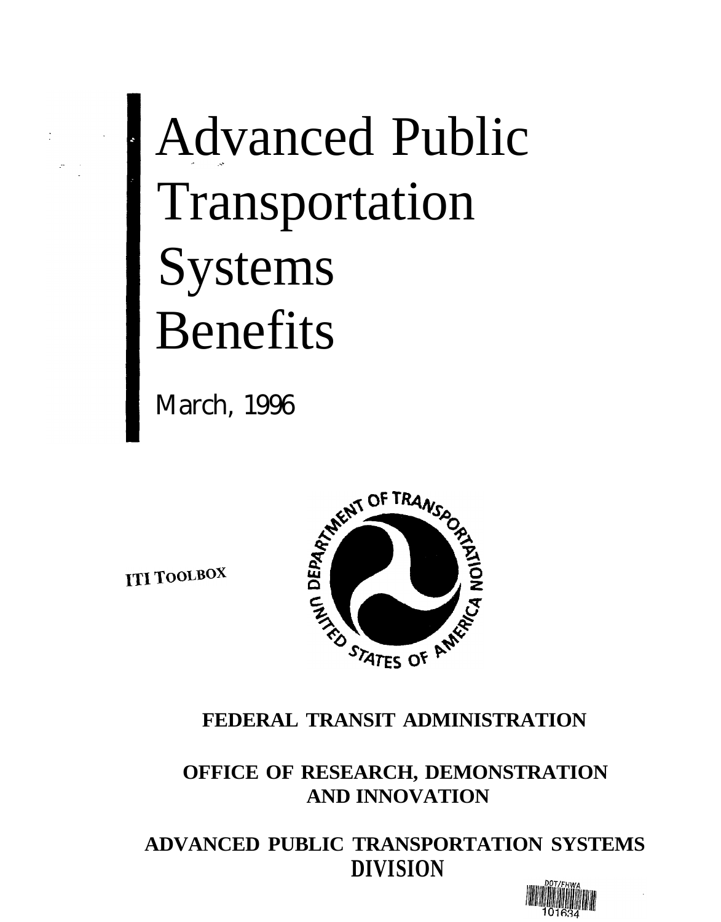# Advanced Public Transportation Systems Benefits

March, 1996

ITI TOOLBOX

**FEDERAL TRANSIT ADMINISTRATION**

**OFFICE OF RESEARCH, DEMONSTRATION AND INNOVATION**

**ADVANCED PUBLIC TRANSPORTATION SYSTEMS DIVISION**

DOT/FHWA

101634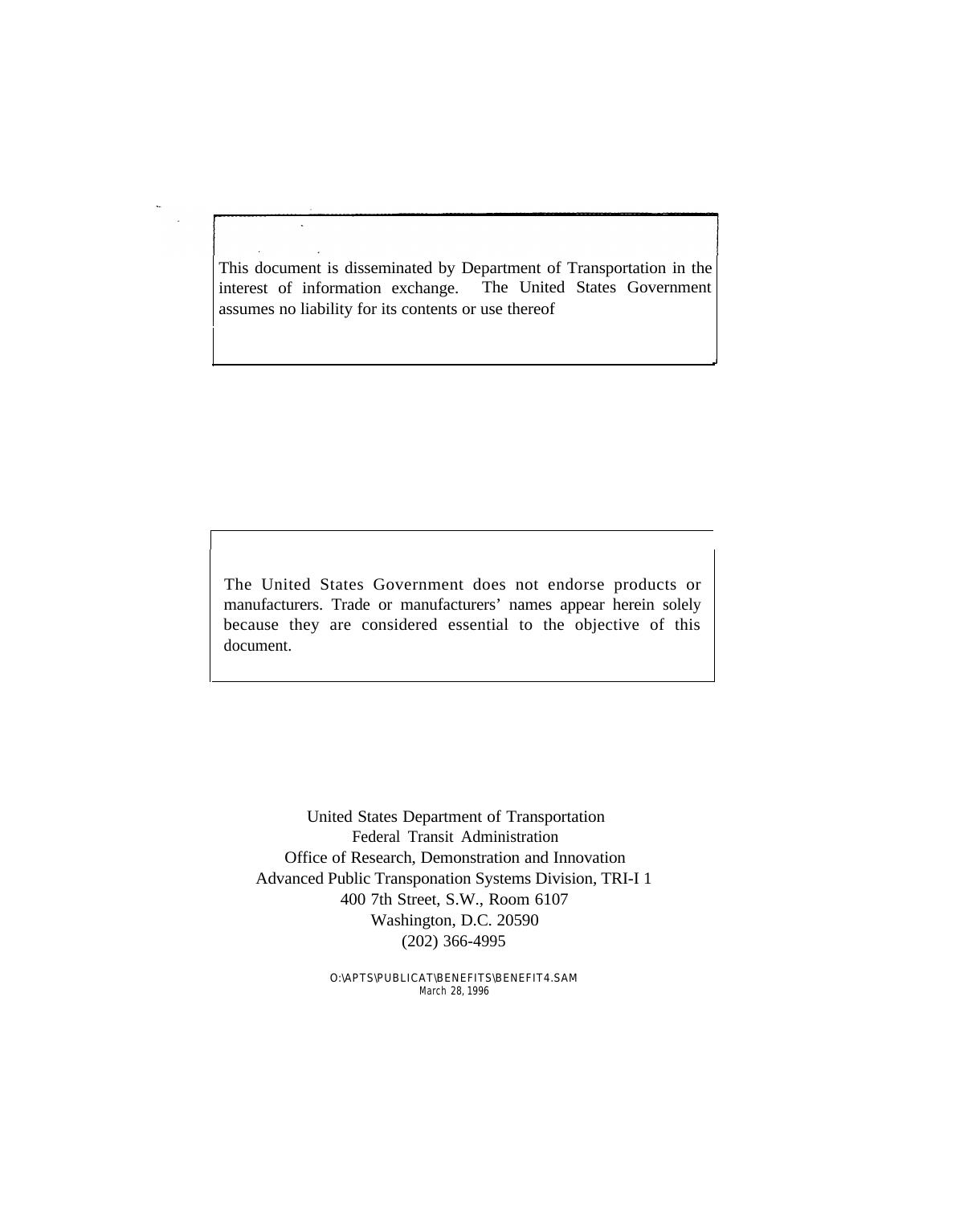This document is disseminated by Department of Transportation in the interest of information exchange. The United States Government assumes no liability for its contents or use thereof

The United States Government does not endorse products or manufacturers. Trade or manufacturers' names appear herein solely because they are considered essential to the objective of this document.

United States Department of Transportation
Federal Transit Administration
Office of Research, Demonstration and Innovation
Advanced Public Transponation Systems Division, TRI-I 1
400 7th Street, S.W., Room 6107
Washington, D.C. 20590
(202) 366-4995

O:\APTS\PUBLICAT\BENEFITS\BENEFIT4.SAM
March 28, 1996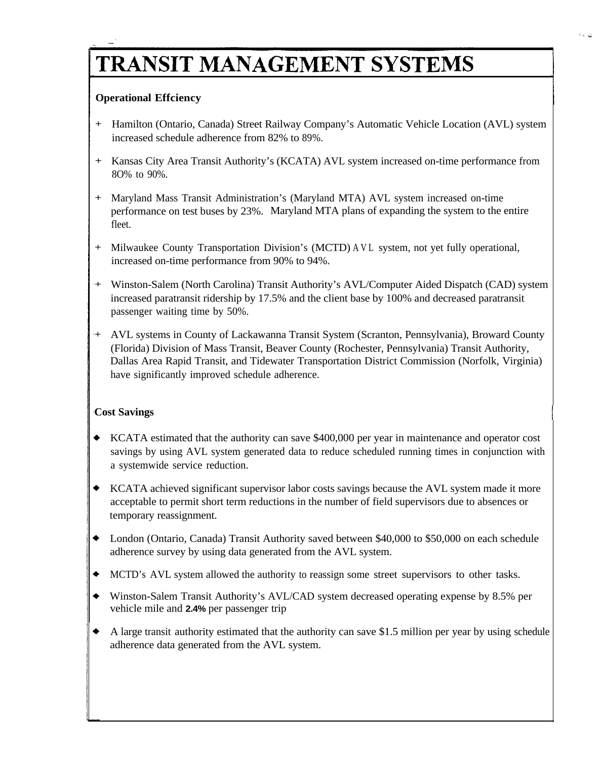# TRANSIT MANAGEMENT SYSTEMS

**Operational Effciency**

- Hamilton (Ontario, Canada) Street Railway Company's Automatic Vehicle Location (AVL) system increased schedule adherence from 82% to 89%.
- Kansas City Area Transit Authority's (KCATA) AVL system increased on-time performance from 8O% to 90%.
- Maryland Mass Transit Administration's (Maryland MTA) AVL system increased on-time performance on test buses by 23%. Maryland MTA plans of expanding the system to the entire fleet.
- Milwaukee County Transportation Division's (MCTD) AVL system, not yet fully operational, increased on-time performance from 90% to 94%.
- Winston-Salem (North Carolina) Transit Authority's AVL/Computer Aided Dispatch (CAD) system increased paratransit ridership by 17.5% and the client base by 100% and decreased paratransit passenger waiting time by 50%.
- AVL systems in County of Lackawanna Transit System (Scranton, Pennsylvania), Broward County (Florida) Division of Mass Transit, Beaver County (Rochester, Pennsylvania) Transit Authority, Dallas Area Rapid Transit, and Tidewater Transportation District Commission (Norfolk, Virginia) have significantly improved schedule adherence.

**Cost Savings**

- KCATA estimated that the authority can save $400,000 per year in maintenance and operator cost savings by using AVL system generated data to reduce scheduled running times in conjunction with a systemwide service reduction.
- KCATA achieved significant supervisor labor costs savings because the AVL system made it more acceptable to permit short term reductions in the number of field supervisors due to absences or temporary reassignment.
- London (Ontario, Canada) Transit Authority saved between $40,000 to $50,000 on each schedule adherence survey by using data generated from the AVL system.
- MCTD's AVL system allowed the authority to reassign some street supervisors to other tasks.
- Winston-Salem Transit Authority's AVL/CAD system decreased operating expense by 8.5% per vehicle mile and 2.4% per passenger trip
- A large transit authority estimated that the authority can save $1.5 million per year by using schedule adherence data generated from the AVL system.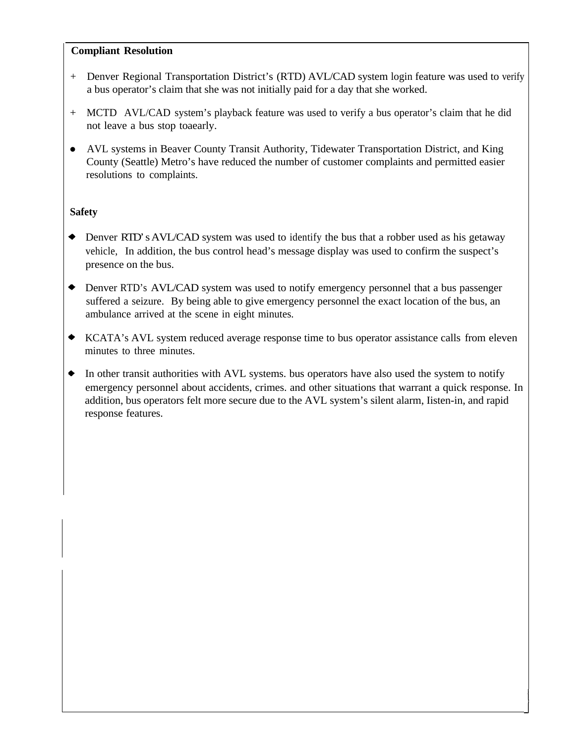**Compliant Resolution**

- Denver Regional Transportation District's (RTD) AVL/CAD system login feature was used to verify a bus operator's claim that she was not initially paid for a day that she worked.
- MCTD AVL/CAD system's playback feature was used to verify a bus operator's claim that he did not leave a bus stop toaearly.
- AVL systems in Beaver County Transit Authority, Tidewater Transportation District, and King County (Seattle) Metro's have reduced the number of customer complaints and permitted easier resolutions to complaints.

**Safety**

- Denver RTD's AVL/CAD system was used to identify the bus that a robber used as his getaway vehicle, In addition, the bus control head's message display was used to confirm the suspect's presence on the bus.
- Denver RTD's AVL/CAD system was used to notify emergency personnel that a bus passenger suffered a seizure. By being able to give emergency personnel the exact location of the bus, an ambulance arrived at the scene in eight minutes.
- KCATA's AVL system reduced average response time to bus operator assistance calls from eleven minutes to three minutes.
- In other transit authorities with AVL systems. bus operators have also used the system to notify emergency personnel about accidents, crimes. and other situations that warrant a quick response. In addition, bus operators felt more secure due to the AVL system's silent alarm, Iisten-in, and rapid response features.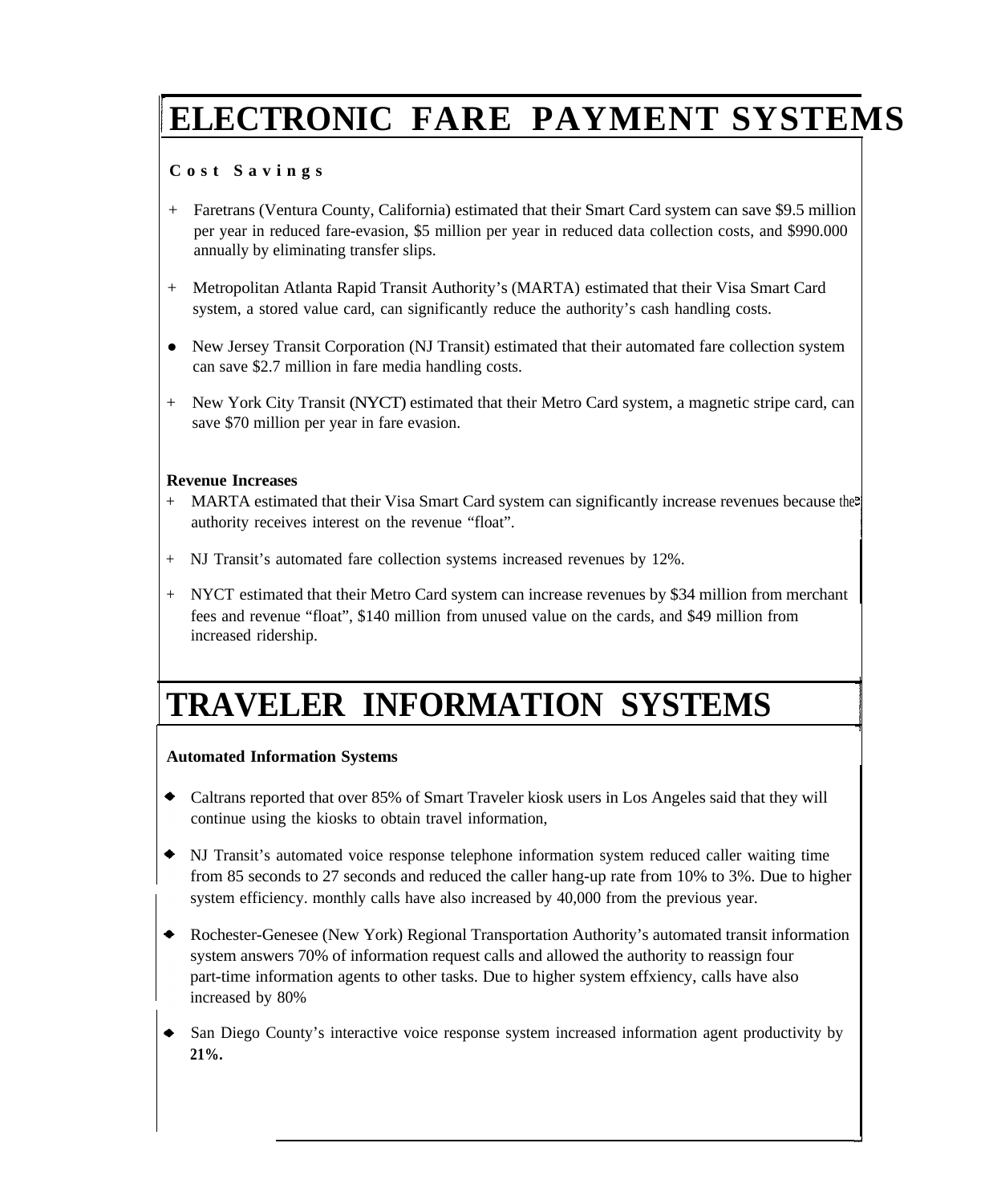# ELECTRONIC FARE PAYMENT SYSTEMS

**Cost Savings**

- Faretrans (Ventura County, California) estimated that their Smart Card system can save $9.5 million per year in reduced fare-evasion, $5 million per year in reduced data collection costs, and $990.000 annually by eliminating transfer slips.
- Metropolitan Atlanta Rapid Transit Authority's (MARTA) estimated that their Visa Smart Card system, a stored value card, can significantly reduce the authority's cash handling costs.
- New Jersey Transit Corporation (NJ Transit) estimated that their automated fare collection system can save $2.7 million in fare media handling costs.
- New York City Transit (NYCT) estimated that their Metro Card system, a magnetic stripe card, can save $70 million per year in fare evasion.

**Revenue Increases**

- MARTA estimated that their Visa Smart Card system can significantly increase revenues because the authority receives interest on the revenue "float".
- NJ Transit's automated fare collection systems increased revenues by 12%.
- NYCT estimated that their Metro Card system can increase revenues by $34 million from merchant fees and revenue "float", $140 million from unused value on the cards, and $49 million from increased ridership.

# TRAVELER INFORMATION SYSTEMS

**Automated Information Systems**

- Caltrans reported that over 85% of Smart Traveler kiosk users in Los Angeles said that they will continue using the kiosks to obtain travel information,
- NJ Transit's automated voice response telephone information system reduced caller waiting time from 85 seconds to 27 seconds and reduced the caller hang-up rate from 10% to 3%. Due to higher system efficiency. monthly calls have also increased by 40,000 from the previous year.
- Rochester-Genesee (New York) Regional Transportation Authority's automated transit information system answers 70% of information request calls and allowed the authority to reassign four part-time information agents to other tasks. Due to higher system effxiency, calls have also increased by 80%
- San Diego County's interactive voice response system increased information agent productivity by **21%.**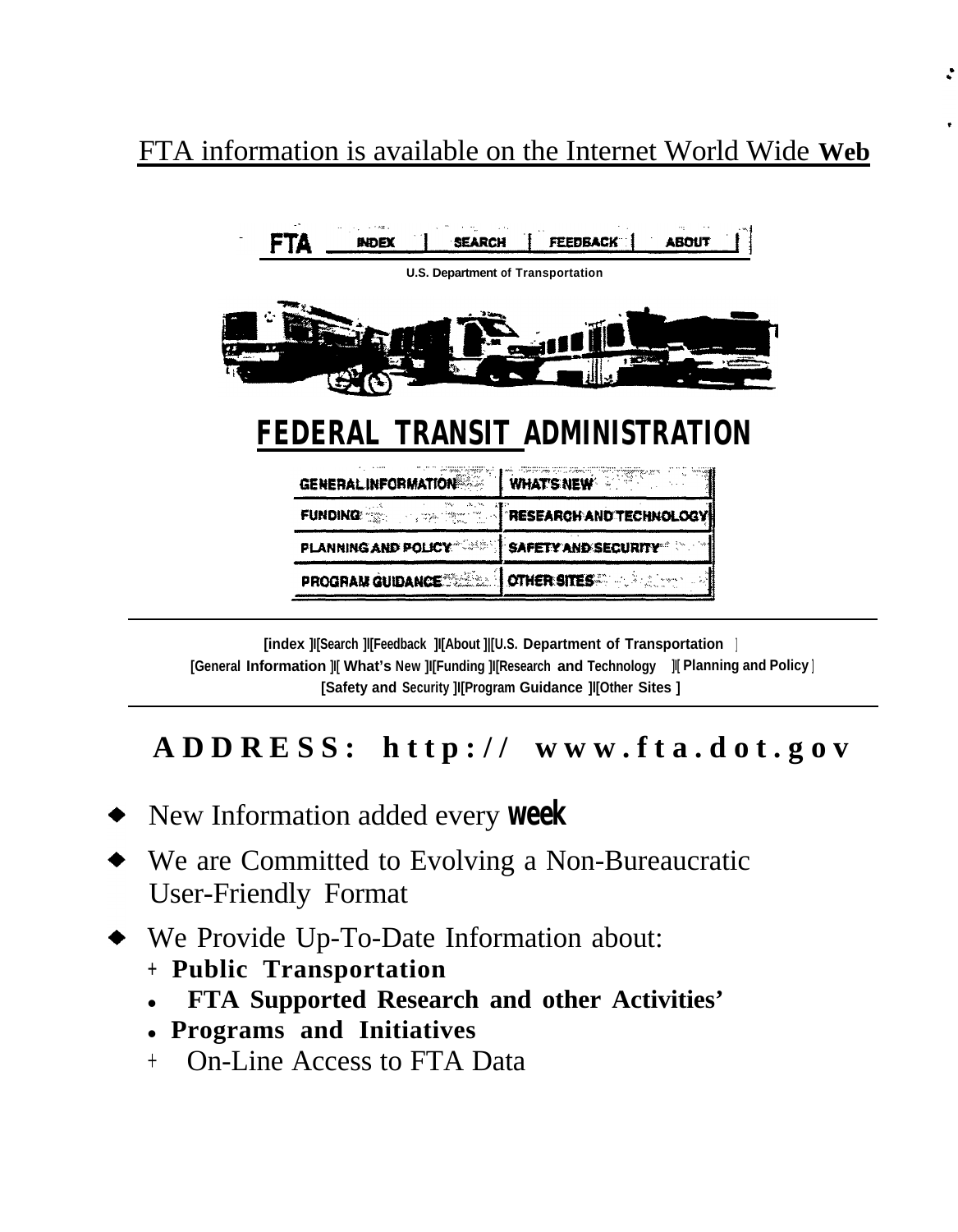FTA information is available on the Internet World Wide **Web**

FTA INDEX | SEARCH | FEEDBACK | ABOUT

U.S. Department of Transportation

# FEDERAL TRANSIT ADMINISTRATION

| GENERAL INFORMATION | WHAT'S NEW |
|---|---|
| FUNDING | RESEARCH AND TECHNOLOGY |
| PLANNING AND POLICY | SAFETY AND SECURITY |
| PROGRAM GUIDANCE | OTHER SITES |

[index ][Search ][Feedback ][About ][U.S. Department of Transportation ]
[General Information ][ What's New ][Funding ][Research and Technology ][ Planning and Policy ]
[Safety and Security ][Program Guidance ][Other Sites ]

## ADDRESS: http:// www.fta.dot.gov

- New Information added every **week**
- We are Committed to Evolving a Non-Bureaucratic User-Friendly Format
- We Provide Up-To-Date Information about:
  - **Public Transportation**
  - **FTA Supported Research and other Activities'**
  - **Programs and Initiatives**
  - On-Line Access to FTA Data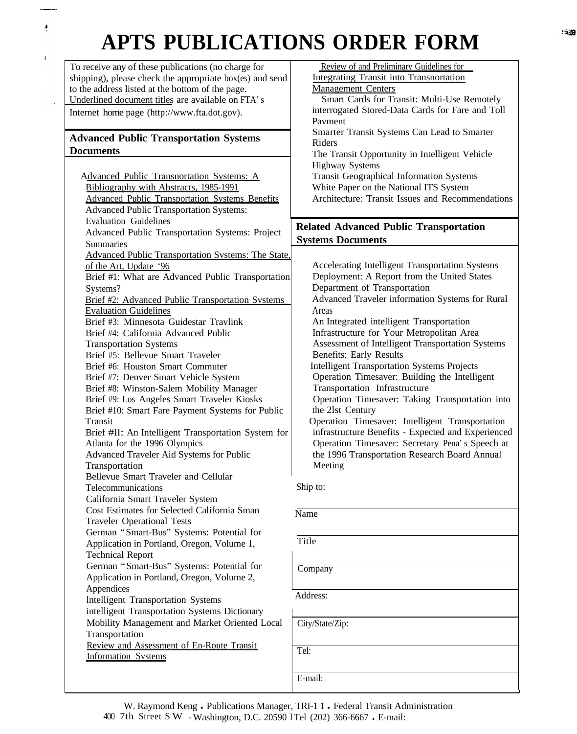# APTS PUBLICATIONS ORDER FORM

To receive any of these publications (no charge for shipping), please check the appropriate box(es) and send to the address listed at the bottom of the page. Underlined document titles are available on FTA's Internet home page (http://www.fta.dot.gov).

## Advanced Public Transportation Systems Documents

- Advanced Public Transnortation Systems: A Bibliography with Abstracts, 1985-1991
- Advanced Public Transportation Systems Benefits
- Advanced Public Transportation Systems: Evaluation Guidelines
- Advanced Public Transportation Systems: Project Summaries
- Advanced Public Transportation Svstems: The State of the Art, Update '96
- Brief #1: What are Advanced Public Transportation Systems?
- Brief #2: Advanced Public Transportation Svstems Evaluation Guidelines
- Brief #3: Minnesota Guidestar Travlink
- Brief #4: California Advanced Public Transportation Systems
- Brief #5: Bellevue Smart Traveler
- Brief #6: Houston Smart Commuter
- Brief #7: Denver Smart Vehicle System
- Brief #8: Winston-Salem Mobility Manager
- Brief #9: Los Angeles Smart Traveler Kiosks
- Brief #10: Smart Fare Payment Systems for Public Transit
- Brief #ll: An Intelligent Transportation System for Atlanta for the 1996 Olympics
- Advanced Traveler Aid Systems for Public Transportation
- Bellevue Smart Traveler and Cellular Telecommunications
- California Smart Traveler System
- Cost Estimates for Selected California Sman Traveler Operational Tests
- German "Smart-Bus" Systems: Potential for Application in Portland, Oregon, Volume 1, Technical Report
- German "Smart-Bus" Systems: Potential for Application in Portland, Oregon, Volume 2, Appendices
- lntelligent Transportation Systems
- intelligent Transportation Systems Dictionary
- Mobility Management and Market Oriented Local Transportation
- Review and Assessment of En-Route Transit Information Svstems
- Review of and Preliminary Guidelines for Integrating Transit into Transnortation Management Centers
- Smart Cards for Transit: Multi-Use Remotely interrogated Stored-Data Cards for Fare and Toll Pavment
- Smarter Transit Systems Can Lead to Smarter Riders
- The Transit Opportunity in Intelligent Vehicle Highway Systems
- Transit Geographical Information Systems
- White Paper on the National ITS System Architecture: Transit Issues and Recommendations

## Related Advanced Public Transportation Systems Documents

- Accelerating Intelligent Transportation Systems Deployment: A Report from the United States Department of Transportation
- Advanced Traveler information Systems for Rural Areas
- An Integrated intelligent Transportation Infrastructure for Your Metropolitan Area
- Assessment of Intelligent Transportation Systems Benefits: Early Results
- Intelligent Transportation Systems Projects
- Operation Timesaver: Building the Intelligent Transportation Infrastructure
- Operation Timesaver: Taking Transportation into the 2lst Century
- Operation Timesaver: Intelligent Transportation infrastructure Benefits - Expected and Experienced
- Operation Timesaver: Secretary Pena's Speech at the 1996 Transportation Research Board Annual Meeting

Ship to:

Name

Title

Company

Address:

City/State/Zip:

Tel:

E-mail:

W. Raymond Keng • Publications Manager, TRI-1 1 • Federal Transit Administration
400 7th Street S W - Washington, D.C. 20590 l Tel (202) 366-6667 • E-mail: